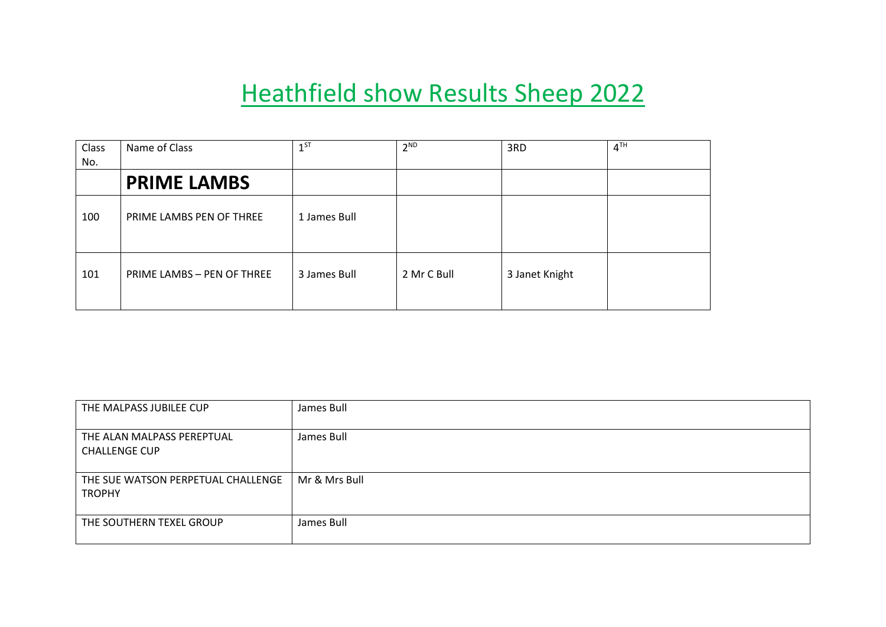# Heathfield show Results Sheep 2022

| Class No. | Name of Class | 1ST | 2ND | 3RD | 4TH |
|---|---|---|---|---|---|
| | **PRIME LAMBS** | | | | |
| 100 | PRIME LAMBS PEN OF THREE | 1 James Bull | | | |
| 101 | PRIME LAMBS – PEN OF THREE | 3 James Bull | 2 Mr C Bull | 3 Janet Knight | |

| | |
|---|---|
| THE MALPASS JUBILEE CUP | James Bull |
| THE ALAN MALPASS PEREPTUAL CHALLENGE CUP | James Bull |
| THE SUE WATSON PERPETUAL CHALLENGE TROPHY | Mr & Mrs Bull |
| THE SOUTHERN TEXEL GROUP | James Bull |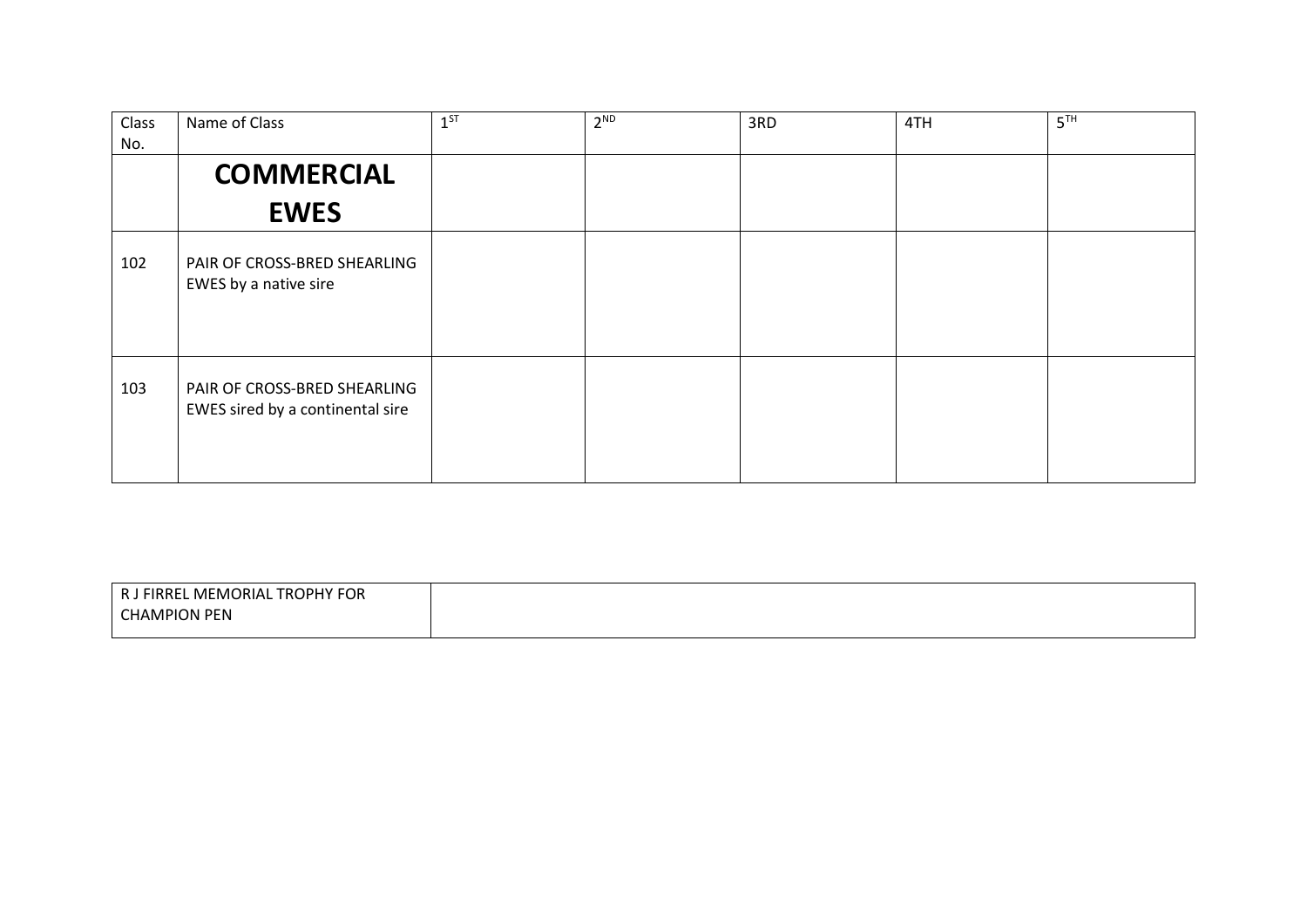| Class No. | Name of Class | 1ST | 2ND | 3RD | 4TH | 5TH |
|---|---|---|---|---|---|---|
| | **COMMERCIAL EWES** | | | | | |
| 102 | PAIR OF CROSS-BRED SHEARLING EWES by a native sire | | | | | |
| 103 | PAIR OF CROSS-BRED SHEARLING EWES sired by a continental sire | | | | | |

| R J FIRREL MEMORIAL TROPHY FOR CHAMPION PEN | |
|---|---|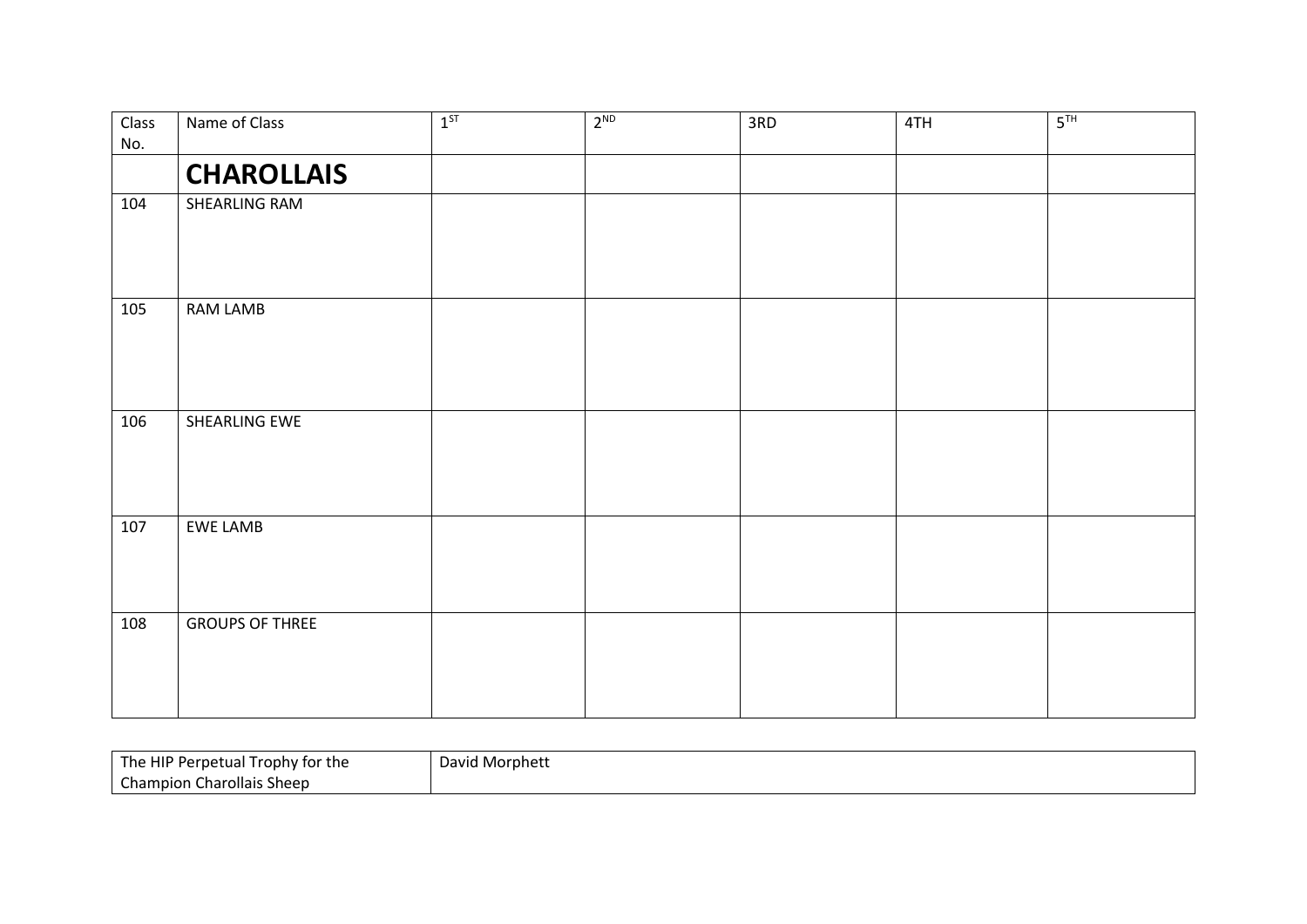| Class No. | Name of Class | 1ST | 2ND | 3RD | 4TH | 5TH |
|---|---|---|---|---|---|---|
| | **CHAROLLAIS** | | | | | |
| 104 | SHEARLING RAM | | | | | |
| 105 | RAM LAMB | | | | | |
| 106 | SHEARLING EWE | | | | | |
| 107 | EWE LAMB | | | | | |
| 108 | GROUPS OF THREE | | | | | |

| The HIP Perpetual Trophy for the Champion Charollais Sheep | David Morphett |
|---|---|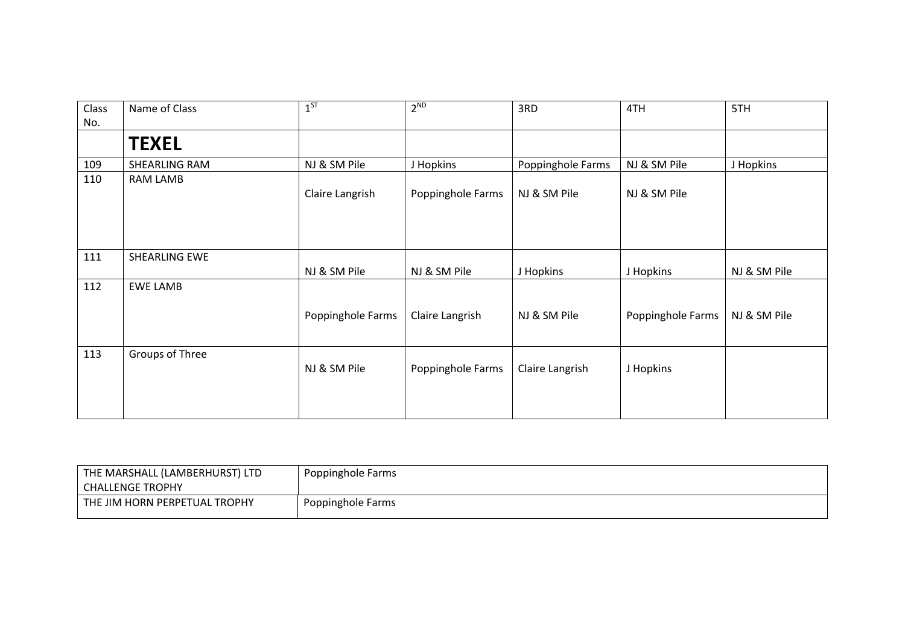| Class No. | Name of Class | 1ST | 2ND | 3RD | 4TH | 5TH |
|---|---|---|---|---|---|---|
| | **TEXEL** | | | | | |
| 109 | SHEARLING RAM | NJ & SM Pile | J Hopkins | Poppinghole Farms | NJ & SM Pile | J Hopkins |
| 110 | RAM LAMB | Claire Langrish | Poppinghole Farms | NJ & SM Pile | NJ & SM Pile | |
| 111 | SHEARLING EWE | NJ & SM Pile | NJ & SM Pile | J Hopkins | J Hopkins | NJ & SM Pile |
| 112 | EWE LAMB | Poppinghole Farms | Claire Langrish | NJ & SM Pile | Poppinghole Farms | NJ & SM Pile |
| 113 | Groups of Three | NJ & SM Pile | Poppinghole Farms | Claire Langrish | J Hopkins | |

| | |
|---|---|
| THE MARSHALL (LAMBERHURST) LTD CHALLENGE TROPHY | Poppinghole Farms |
| THE JIM HORN PERPETUAL TROPHY | Poppinghole Farms |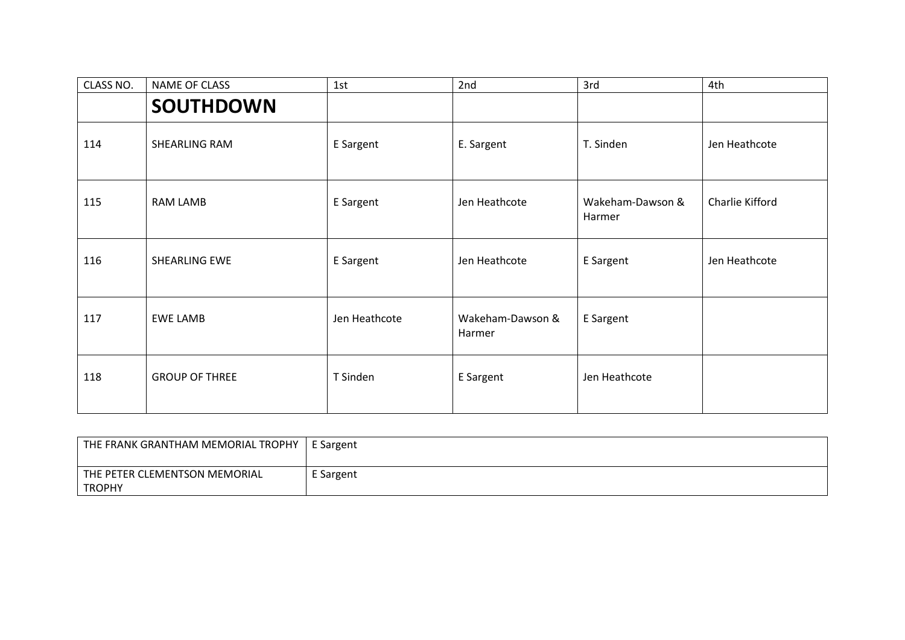| CLASS NO. | NAME OF CLASS | 1st | 2nd | 3rd | 4th |
|---|---|---|---|---|---|
| | **SOUTHDOWN** | | | | |
| 114 | SHEARLING RAM | E Sargent | E. Sargent | T. Sinden | Jen Heathcote |
| 115 | RAM LAMB | E Sargent | Jen Heathcote | Wakeham-Dawson & Harmer | Charlie Kifford |
| 116 | SHEARLING EWE | E Sargent | Jen Heathcote | E Sargent | Jen Heathcote |
| 117 | EWE LAMB | Jen Heathcote | Wakeham-Dawson & Harmer | E Sargent | |
| 118 | GROUP OF THREE | T Sinden | E Sargent | Jen Heathcote | |

| | |
|---|---|
| THE FRANK GRANTHAM MEMORIAL TROPHY | E Sargent |
| THE PETER CLEMENTSON MEMORIAL TROPHY | E Sargent |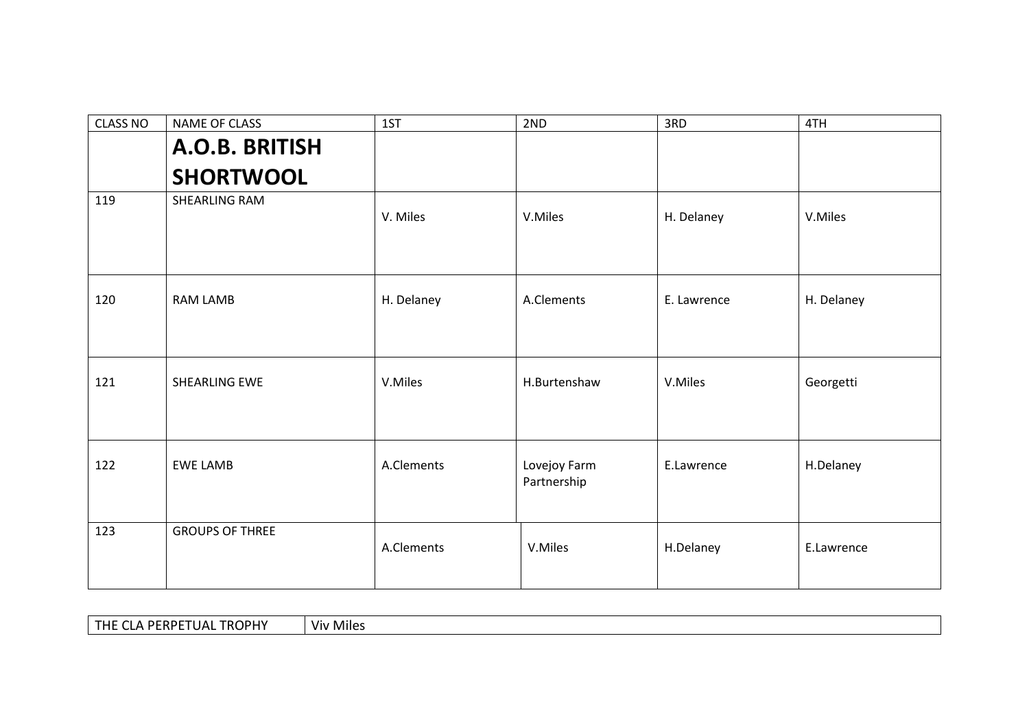| CLASS NO | NAME OF CLASS | 1ST | 2ND | 3RD | 4TH |
|---|---|---|---|---|---|
| | **A.O.B. BRITISH SHORTWOOL** | | | | |
| 119 | SHEARLING RAM | V. Miles | V.Miles | H. Delaney | V.Miles |
| 120 | RAM LAMB | H. Delaney | A.Clements | E. Lawrence | H. Delaney |
| 121 | SHEARLING EWE | V.Miles | H.Burtenshaw | V.Miles | Georgetti |
| 122 | EWE LAMB | A.Clements | Lovejoy Farm Partnership | E.Lawrence | H.Delaney |
| 123 | GROUPS OF THREE | A.Clements | V.Miles | H.Delaney | E.Lawrence |

| THE CLA PERPETUAL TROPHY | Viv Miles |
|---|---|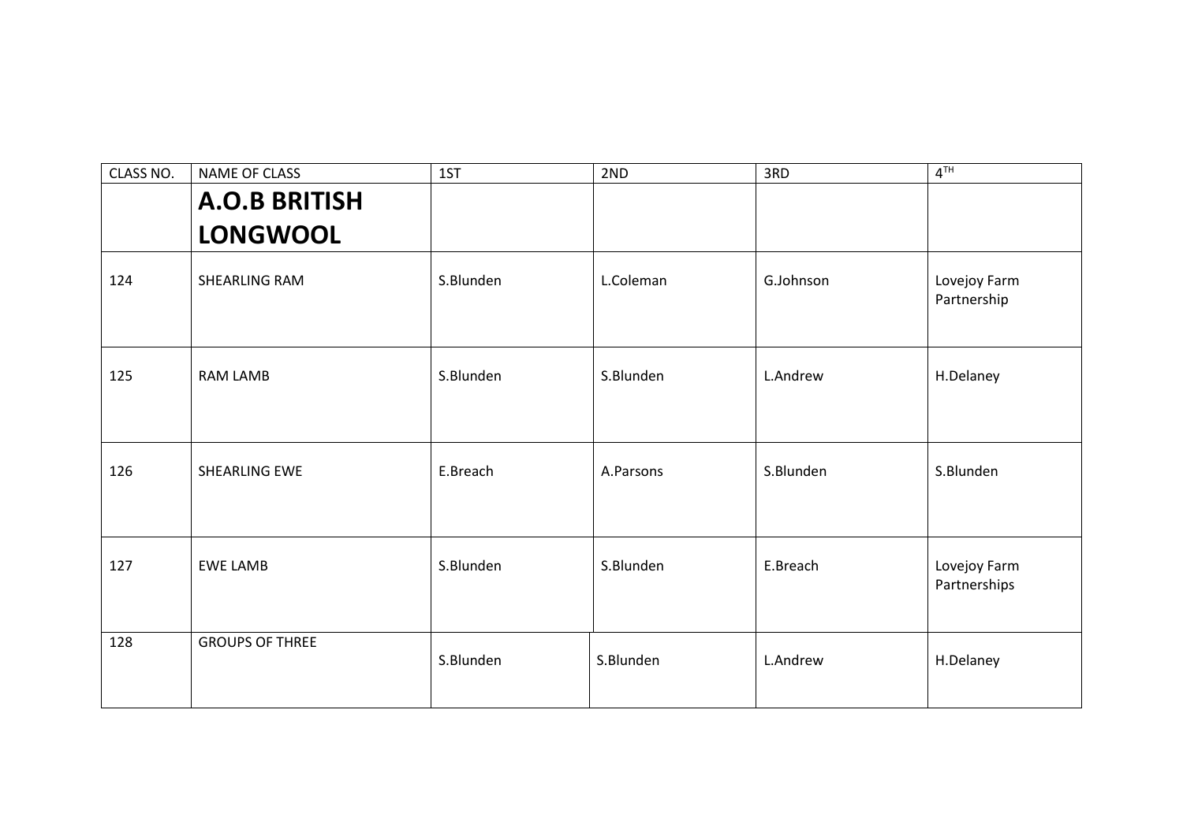| CLASS NO. | NAME OF CLASS | 1ST | 2ND | 3RD | 4TH |
|---|---|---|---|---|---|
| | **A.O.B BRITISH LONGWOOL** | | | | |
| 124 | SHEARLING RAM | S.Blunden | L.Coleman | G.Johnson | Lovejoy Farm Partnership |
| 125 | RAM LAMB | S.Blunden | S.Blunden | L.Andrew | H.Delaney |
| 126 | SHEARLING EWE | E.Breach | A.Parsons | S.Blunden | S.Blunden |
| 127 | EWE LAMB | S.Blunden | S.Blunden | E.Breach | Lovejoy Farm Partnerships |
| 128 | GROUPS OF THREE | S.Blunden | S.Blunden | L.Andrew | H.Delaney |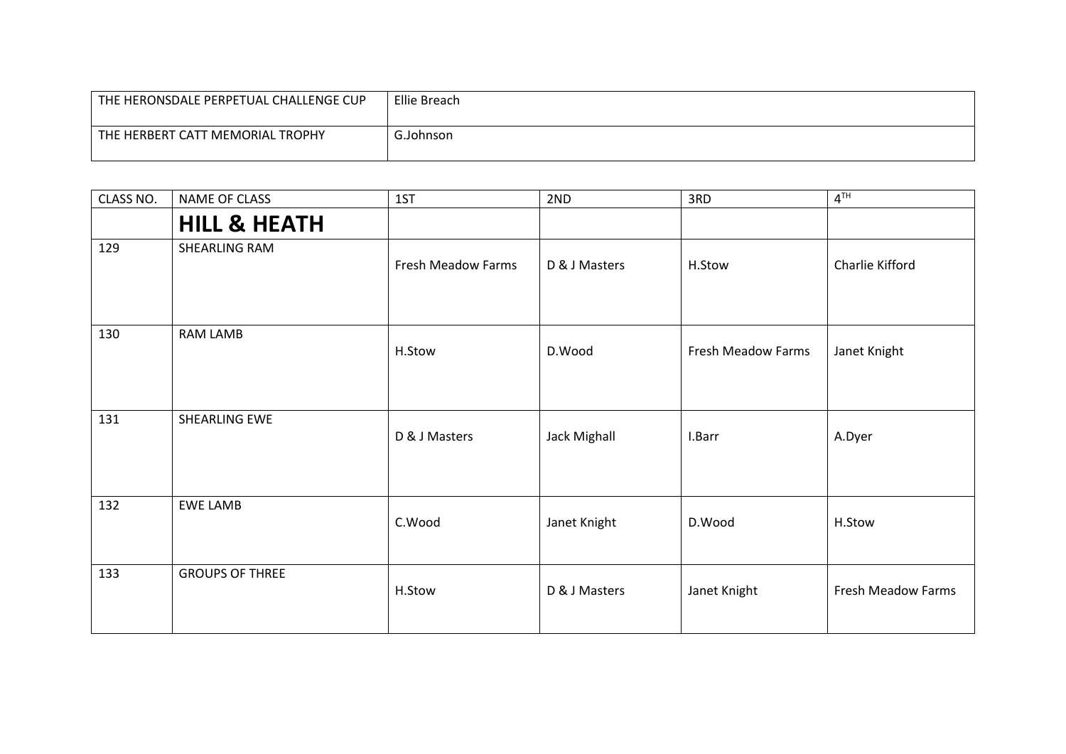| | |
|---|---|
| THE HERONSDALE PERPETUAL CHALLENGE CUP | Ellie Breach |
| THE HERBERT CATT MEMORIAL TROPHY | G.Johnson |

| CLASS NO. | NAME OF CLASS | 1ST | 2ND | 3RD | 4TH |
|---|---|---|---|---|---|
| | **HILL & HEATH** | | | | |
| 129 | SHEARLING RAM | Fresh Meadow Farms | D & J Masters | H.Stow | Charlie Kifford |
| 130 | RAM LAMB | H.Stow | D.Wood | Fresh Meadow Farms | Janet Knight |
| 131 | SHEARLING EWE | D & J Masters | Jack Mighall | I.Barr | A.Dyer |
| 132 | EWE LAMB | C.Wood | Janet Knight | D.Wood | H.Stow |
| 133 | GROUPS OF THREE | H.Stow | D & J Masters | Janet Knight | Fresh Meadow Farms |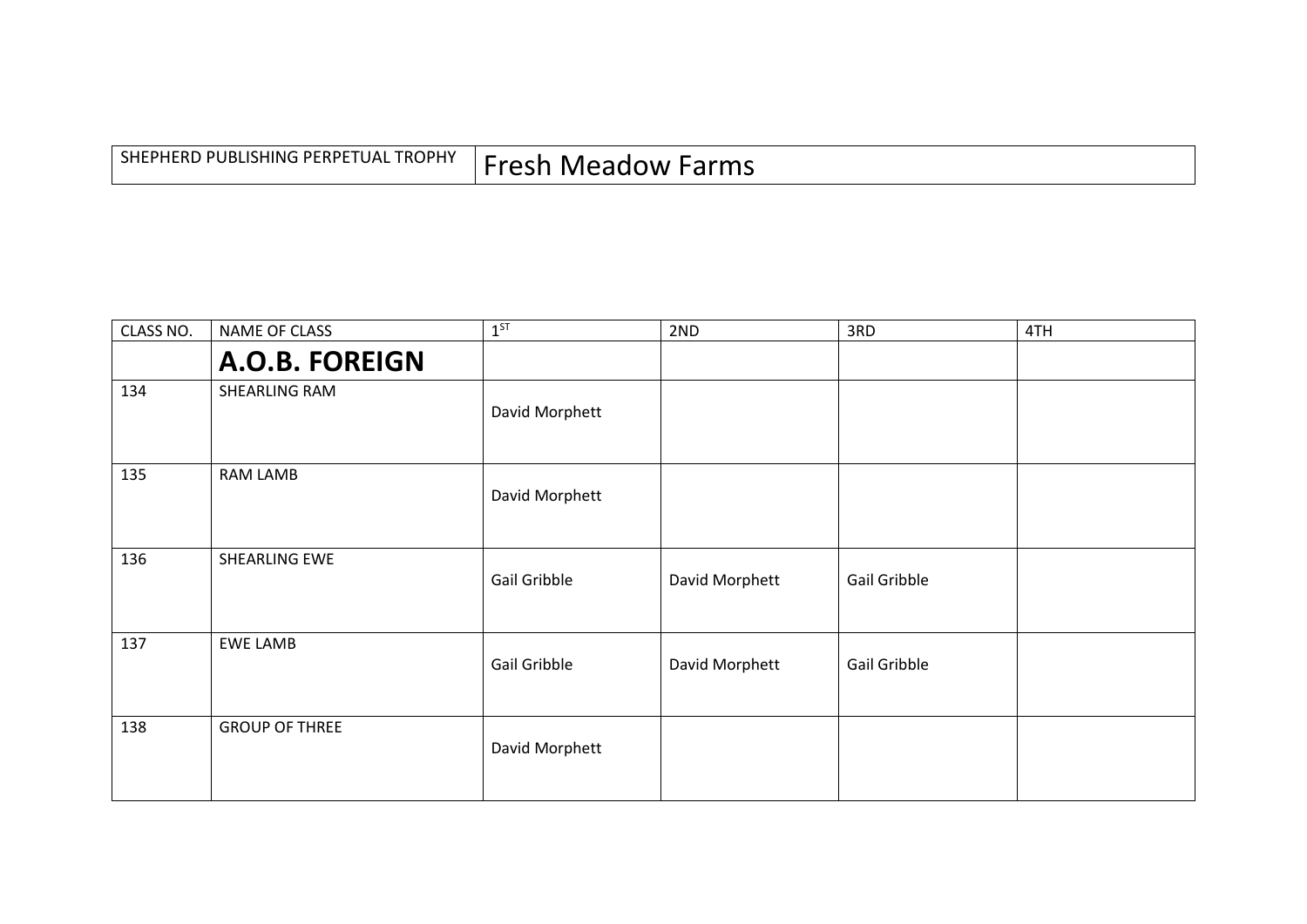| SHEPHERD PUBLISHING PERPETUAL TROPHY | Fresh Meadow Farms |
|---|---|

| CLASS NO. | NAME OF CLASS | 1ST | 2ND | 3RD | 4TH |
|---|---|---|---|---|---|
| | **A.O.B. FOREIGN** | | | | |
| 134 | SHEARLING RAM | David Morphett | | | |
| 135 | RAM LAMB | David Morphett | | | |
| 136 | SHEARLING EWE | Gail Gribble | David Morphett | Gail Gribble | |
| 137 | EWE LAMB | Gail Gribble | David Morphett | Gail Gribble | |
| 138 | GROUP OF THREE | David Morphett | | | |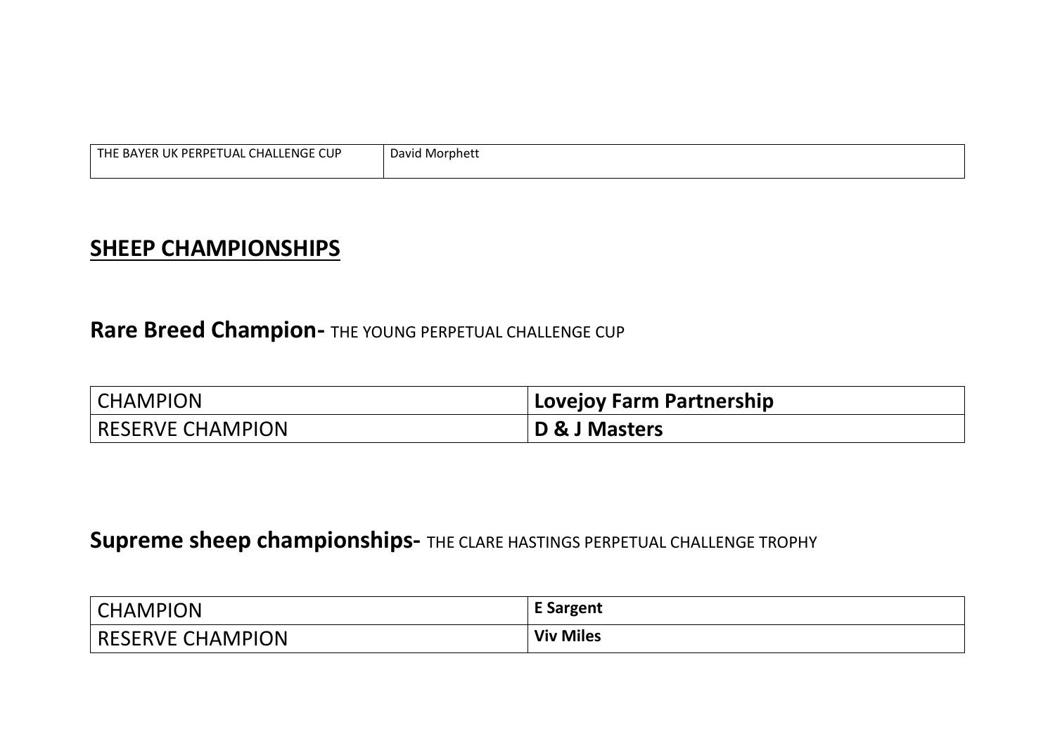| THE BAYER UK PERPETUAL CHALLENGE CUP | David Morphett |
|---|---|

## SHEEP CHAMPIONSHIPS

### Rare Breed Champion- THE YOUNG PERPETUAL CHALLENGE CUP

| CHAMPION | **Lovejoy Farm Partnership** |
|---|---|
| RESERVE CHAMPION | **D & J Masters** |

### Supreme sheep championships- THE CLARE HASTINGS PERPETUAL CHALLENGE TROPHY

| CHAMPION | **E Sargent** |
|---|---|
| RESERVE CHAMPION | **Viv Miles** |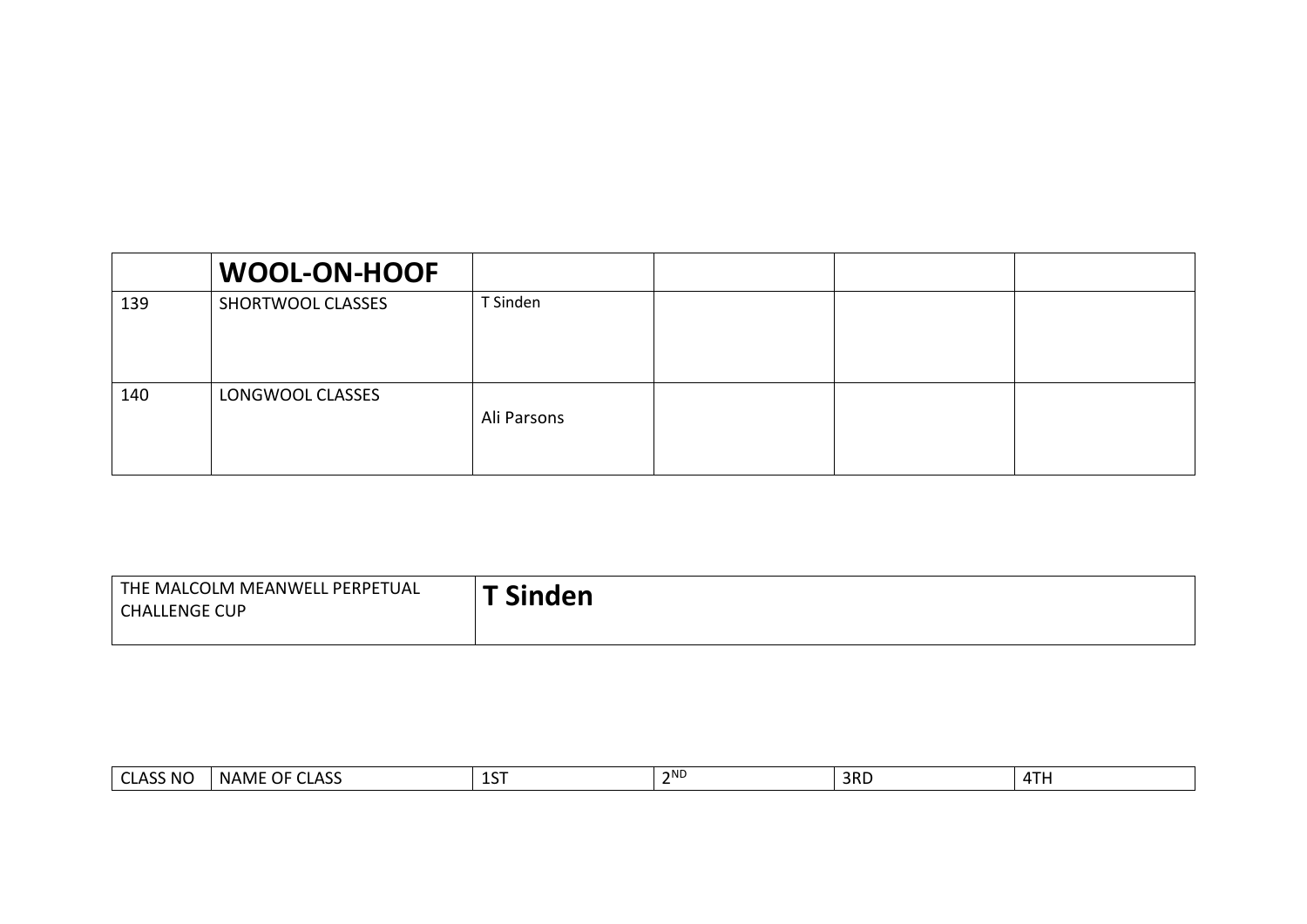|  | **WOOL-ON-HOOF** |  |  |  |  |
|---|---|---|---|---|---|
| 139 | SHORTWOOL CLASSES | T Sinden |  |  |  |
| 140 | LONGWOOL CLASSES | Ali Parsons |  |  |  |

| THE MALCOLM MEANWELL PERPETUAL CHALLENGE CUP | **T Sinden** |
|---|---|

| CLASS NO | NAME OF CLASS | 1ST | 2ND | 3RD | 4TH |
|---|---|---|---|---|---|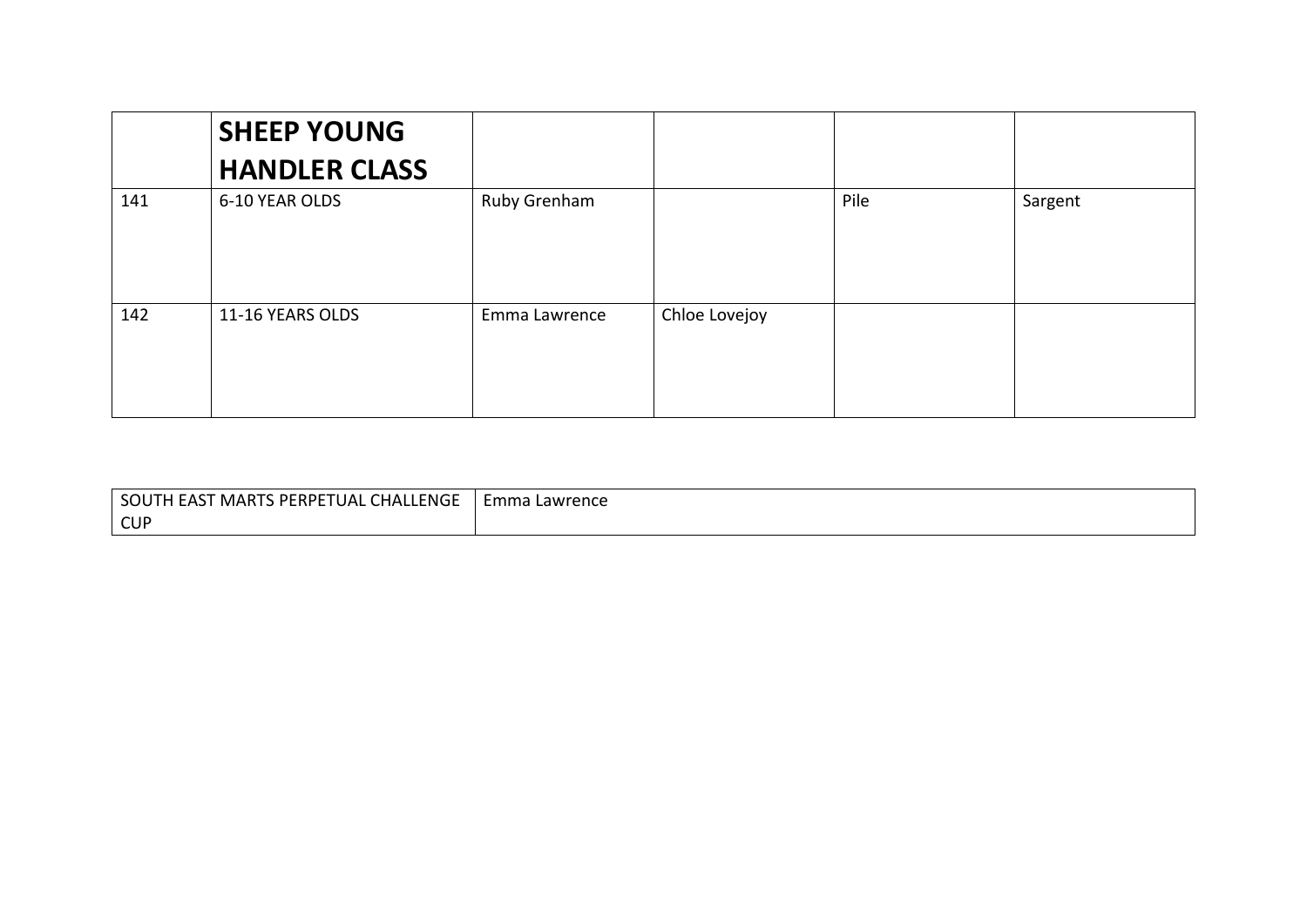| | | | | | |
|---|---|---|---|---|---|
| | **SHEEP YOUNG HANDLER CLASS** | | | | |
| 141 | 6-10 YEAR OLDS | Ruby Grenham | | Pile | Sargent |
| 142 | 11-16 YEARS OLDS | Emma Lawrence | Chloe Lovejoy | | |

| | |
|---|---|
| SOUTH EAST MARTS PERPETUAL CHALLENGE CUP | Emma Lawrence |